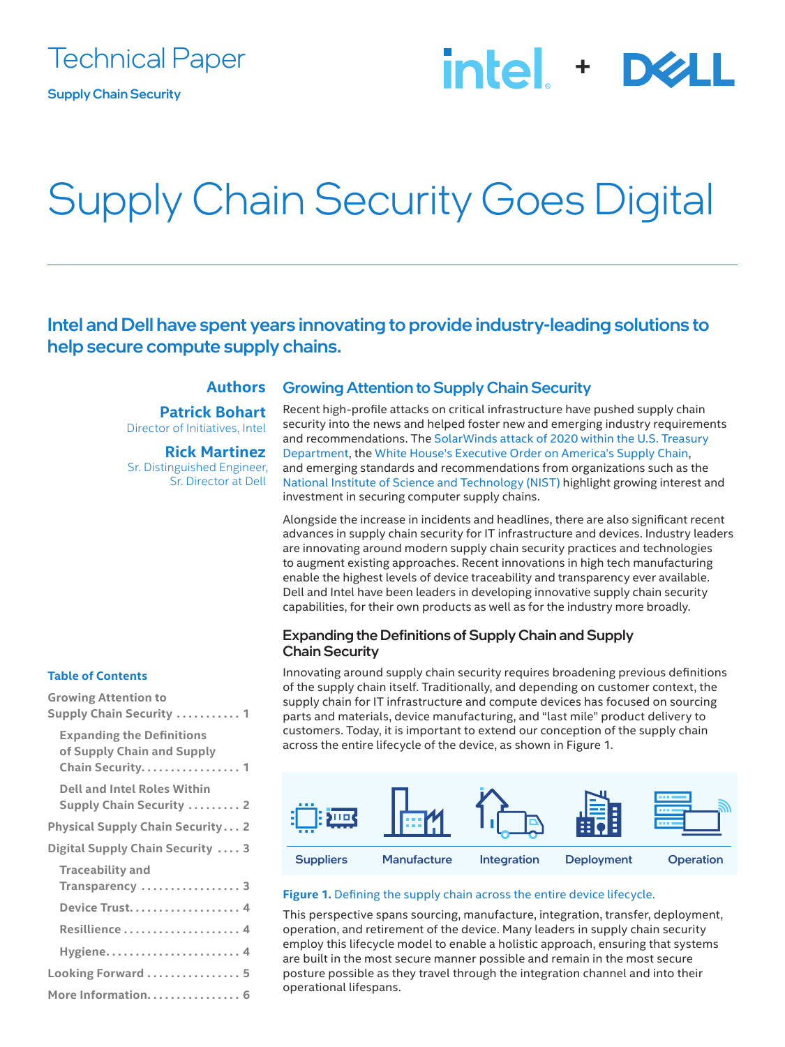Technical Paper

Supply Chain Security

# Supply Chain Security Goes Digital

**Intel and Dell have spent years innovating to provide industry-leading solutions to help secure compute supply chains.**

**Authors**

**Patrick Bohart**
Director of Initiatives, Intel

**Rick Martinez**
Sr. Distinguished Engineer, Sr. Director at Dell

**Table of Contents**

- Growing Attention to Supply Chain Security . . . . . . . . . . . 1
  - Expanding the Definitions of Supply Chain and Supply Chain Security. . . . . . . . . . . . . . . . . 1
  - Dell and Intel Roles Within Supply Chain Security . . . . . . . . . 2
- Physical Supply Chain Security . . . 2
- Digital Supply Chain Security . . . . 3
  - Traceability and Transparency . . . . . . . . . . . . . . . . . 3
  - Device Trust. . . . . . . . . . . . . . . . . . . 4
  - Resillience . . . . . . . . . . . . . . . . . . . . 4
  - Hygiene. . . . . . . . . . . . . . . . . . . . . . . 4
- Looking Forward . . . . . . . . . . . . . . . . 5
- More Information. . . . . . . . . . . . . . . . 6

## Growing Attention to Supply Chain Security

Recent high-profile attacks on critical infrastructure have pushed supply chain security into the news and helped foster new and emerging industry requirements and recommendations. The SolarWinds attack of 2020 within the U.S. Treasury Department, the White House's Executive Order on America's Supply Chain, and emerging standards and recommendations from organizations such as the National Institute of Science and Technology (NIST) highlight growing interest and investment in securing computer supply chains.

Alongside the increase in incidents and headlines, there are also significant recent advances in supply chain security for IT infrastructure and devices. Industry leaders are innovating around modern supply chain security practices and technologies to augment existing approaches. Recent innovations in high tech manufacturing enable the highest levels of device traceability and transparency ever available. Dell and Intel have been leaders in developing innovative supply chain security capabilities, for their own products as well as for the industry more broadly.

### Expanding the Definitions of Supply Chain and Supply Chain Security

Innovating around supply chain security requires broadening previous definitions of the supply chain itself. Traditionally, and depending on customer context, the supply chain for IT infrastructure and compute devices has focused on sourcing parts and materials, device manufacturing, and "last mile" product delivery to customers. Today, it is important to extend our conception of the supply chain across the entire lifecycle of the device, as shown in Figure 1.

Suppliers | Manufacture | Integration | Deployment | Operation

**Figure 1.** Defining the supply chain across the entire device lifecycle.

This perspective spans sourcing, manufacture, integration, transfer, deployment, operation, and retirement of the device. Many leaders in supply chain security employ this lifecycle model to enable a holistic approach, ensuring that systems are built in the most secure manner possible and remain in the most secure posture possible as they travel through the integration channel and into their operational lifespans.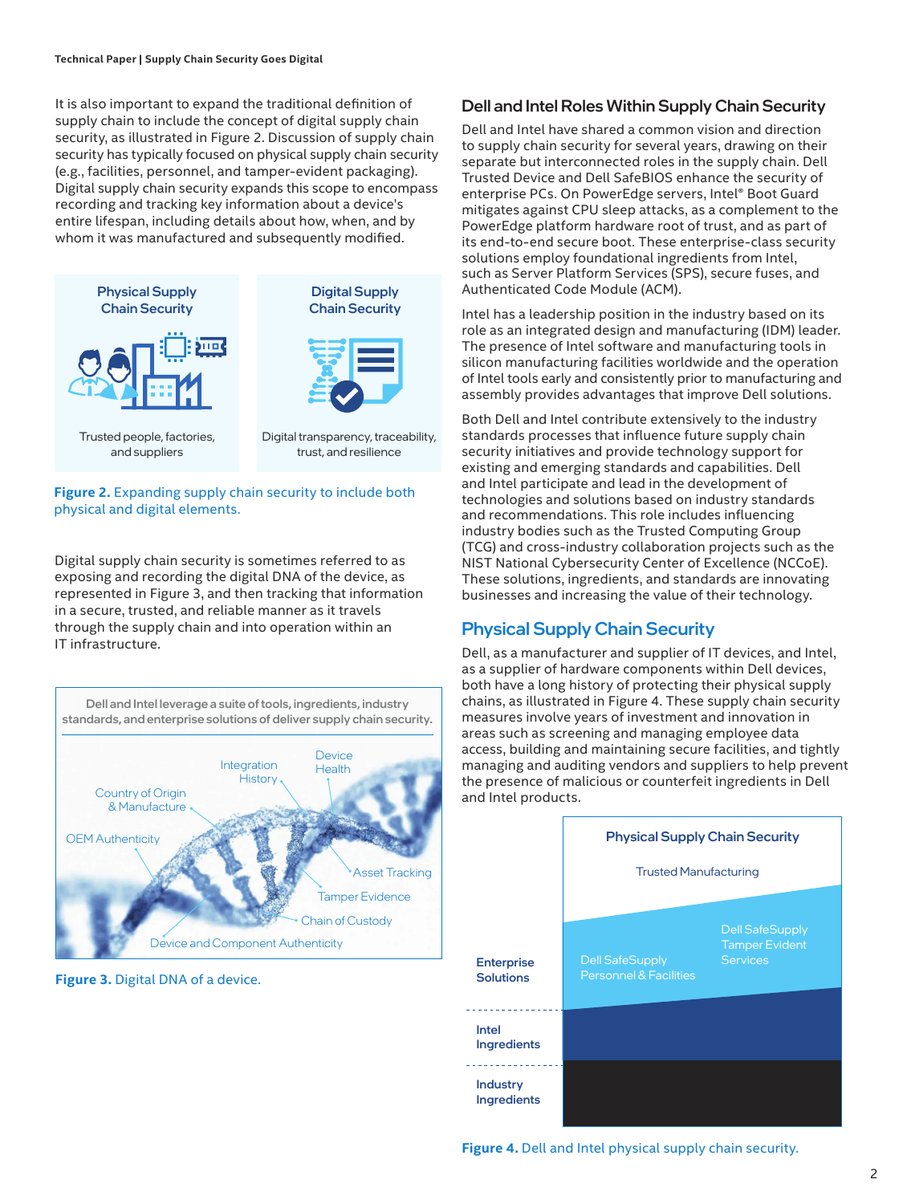It is also important to expand the traditional definition of supply chain to include the concept of digital supply chain security, as illustrated in Figure 2. Discussion of supply chain security has typically focused on physical supply chain security (e.g., facilities, personnel, and tamper-evident packaging). Digital supply chain security expands this scope to encompass recording and tracking key information about a device's entire lifespan, including details about how, when, and by whom it was manufactured and subsequently modified.

**Physical Supply Chain Security**

Trusted people, factories, and suppliers

**Digital Supply Chain Security**

Digital transparency, traceability, trust, and resilience

**Figure 2.** Expanding supply chain security to include both physical and digital elements.

Digital supply chain security is sometimes referred to as exposing and recording the digital DNA of the device, as represented in Figure 3, and then tracking that information in a secure, trusted, and reliable manner as it travels through the supply chain and into operation within an IT infrastructure.

Dell and Intel leverage a suite of tools, ingredients, industry standards, and enterprise solutions of deliver supply chain security.

Integration History · Device Health · Country of Origin & Manufacture · OEM Authenticity · Asset Tracking · Tamper Evidence · Chain of Custody · Device and Component Authenticity

**Figure 3.** Digital DNA of a device.

## Dell and Intel Roles Within Supply Chain Security

Dell and Intel have shared a common vision and direction to supply chain security for several years, drawing on their separate but interconnected roles in the supply chain. Dell Trusted Device and Dell SafeBIOS enhance the security of enterprise PCs. On PowerEdge servers, Intel® Boot Guard mitigates against CPU sleep attacks, as a complement to the PowerEdge platform hardware root of trust, and as part of its end-to-end secure boot. These enterprise-class security solutions employ foundational ingredients from Intel, such as Server Platform Services (SPS), secure fuses, and Authenticated Code Module (ACM).

Intel has a leadership position in the industry based on its role as an integrated design and manufacturing (IDM) leader. The presence of Intel software and manufacturing tools in silicon manufacturing facilities worldwide and the operation of Intel tools early and consistently prior to manufacturing and assembly provides advantages that improve Dell solutions.

Both Dell and Intel contribute extensively to the industry standards processes that influence future supply chain security initiatives and provide technology support for existing and emerging standards and capabilities. Dell and Intel participate and lead in the development of technologies and solutions based on industry standards and recommendations. This role includes influencing industry bodies such as the Trusted Computing Group (TCG) and cross-industry collaboration projects such as the NIST National Cybersecurity Center of Excellence (NCCoE). These solutions, ingredients, and standards are innovating businesses and increasing the value of their technology.

## Physical Supply Chain Security

Dell, as a manufacturer and supplier of IT devices, and Intel, as a supplier of hardware components within Dell devices, both have a long history of protecting their physical supply chains, as illustrated in Figure 4. These supply chain security measures involve years of investment and innovation in areas such as screening and managing employee data access, building and maintaining secure facilities, and tightly managing and auditing vendors and suppliers to help prevent the presence of malicious or counterfeit ingredients in Dell and Intel products.

**Physical Supply Chain Security**

Trusted Manufacturing

| Layer | |
|---|---|
| Enterprise Solutions | Dell SafeSupply Personnel & Facilities; Dell SafeSupply Tamper Evident Services |
| Intel Ingredients | |
| Industry Ingredients | |

**Figure 4.** Dell and Intel physical supply chain security.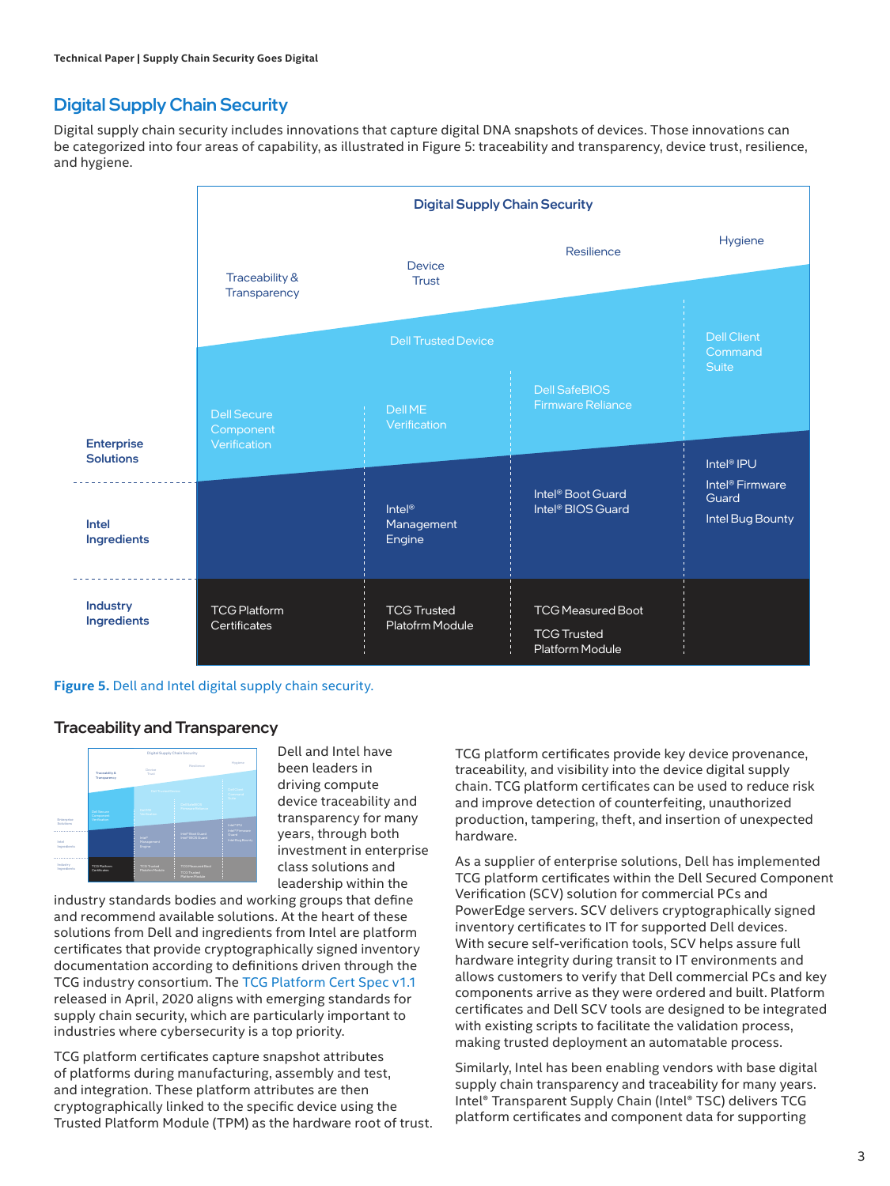## Digital Supply Chain Security

Digital supply chain security includes innovations that capture digital DNA snapshots of devices. Those innovations can be categorized into four areas of capability, as illustrated in Figure 5: traceability and transparency, device trust, resilience, and hygiene.

**Digital Supply Chain Security**

| | Traceability & Transparency | Device Trust | Resilience | Hygiene |
|---|---|---|---|---|
| | | Dell Trusted Device | | |
| **Enterprise Solutions** | Dell Secure Component Verification | Dell ME Verification | Dell SafeBIOS Firmware Reliance | Dell Client Command Suite |
| **Intel Ingredients** | | Intel® Management Engine | Intel® Boot Guard<br>Intel® BIOS Guard | Intel® IPU<br>Intel® Firmware Guard<br>Intel Bug Bounty |
| **Industry Ingredients** | TCG Platform Certificates | TCG Trusted Platofrm Module | TCG Measured Boot<br>TCG Trusted Platform Module | |

**Figure 5.** Dell and Intel digital supply chain security.

### Traceability and Transparency

Dell and Intel have been leaders in driving compute device traceability and transparency for many years, through both investment in enterprise class solutions and leadership within the industry standards bodies and working groups that define and recommend available solutions. At the heart of these solutions from Dell and ingredients from Intel are platform certificates that provide cryptographically signed inventory documentation according to definitions driven through the TCG industry consortium. The TCG Platform Cert Spec v1.1 released in April, 2020 aligns with emerging standards for supply chain security, which are particularly important to industries where cybersecurity is a top priority.

TCG platform certificates capture snapshot attributes of platforms during manufacturing, assembly and test, and integration. These platform attributes are then cryptographically linked to the specific device using the Trusted Platform Module (TPM) as the hardware root of trust.

TCG platform certificates provide key device provenance, traceability, and visibility into the device digital supply chain. TCG platform certificates can be used to reduce risk and improve detection of counterfeiting, unauthorized production, tampering, theft, and insertion of unexpected hardware.

As a supplier of enterprise solutions, Dell has implemented TCG platform certificates within the Dell Secured Component Verification (SCV) solution for commercial PCs and PowerEdge servers. SCV delivers cryptographically signed inventory certificates to IT for supported Dell devices. With secure self-verification tools, SCV helps assure full hardware integrity during transit to IT environments and allows customers to verify that Dell commercial PCs and key components arrive as they were ordered and built. Platform certificates and Dell SCV tools are designed to be integrated with existing scripts to facilitate the validation process, making trusted deployment an automatable process.

Similarly, Intel has been enabling vendors with base digital supply chain transparency and traceability for many years. Intel® Transparent Supply Chain (Intel® TSC) delivers TCG platform certificates and component data for supporting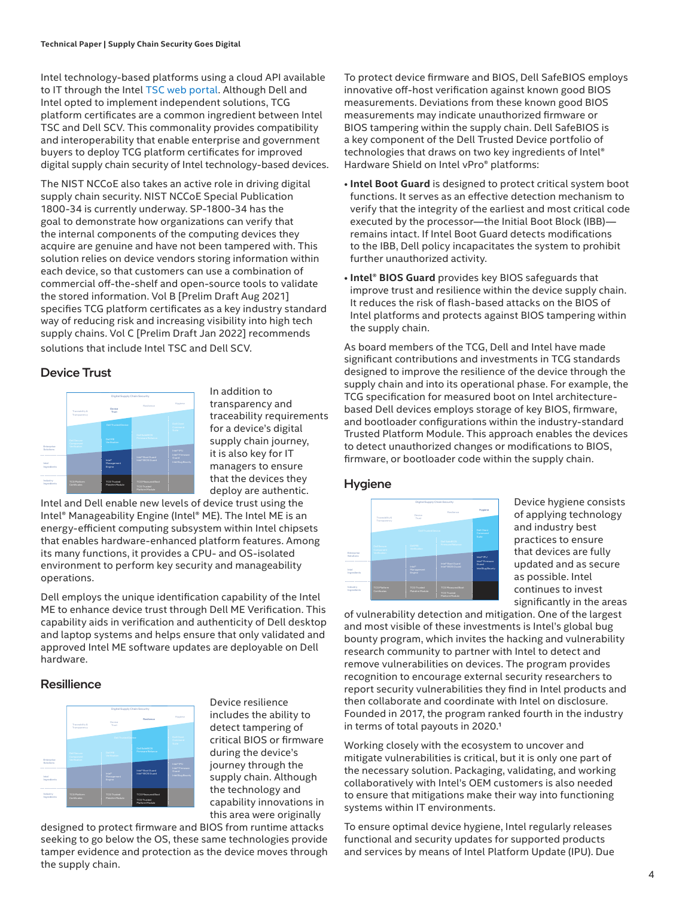Intel technology-based platforms using a cloud API available to IT through the Intel TSC web portal. Although Dell and Intel opted to implement independent solutions, TCG platform certificates are a common ingredient between Intel TSC and Dell SCV. This commonality provides compatibility and interoperability that enable enterprise and government buyers to deploy TCG platform certificates for improved digital supply chain security of Intel technology-based devices.

The NIST NCCoE also takes an active role in driving digital supply chain security. NIST NCCoE Special Publication 1800-34 is currently underway. SP-1800-34 has the goal to demonstrate how organizations can verify that the internal components of the computing devices they acquire are genuine and have not been tampered with. This solution relies on device vendors storing information within each device, so that customers can use a combination of commercial off-the-shelf and open-source tools to validate the stored information. Vol B [Prelim Draft Aug 2021] specifies TCG platform certificates as a key industry standard way of reducing risk and increasing visibility into high tech supply chains. Vol C [Prelim Draft Jan 2022] recommends solutions that include Intel TSC and Dell SCV.

## Device Trust

In addition to transparency and traceability requirements for a device's digital supply chain journey, it is also key for IT managers to ensure that the devices they deploy are authentic. Intel and Dell enable new levels of device trust using the Intel® Manageability Engine (Intel® ME). The Intel ME is an energy-efficient computing subsystem within Intel chipsets that enables hardware-enhanced platform features. Among its many functions, it provides a CPU- and OS-isolated environment to perform key security and manageability operations.

Dell employs the unique identification capability of the Intel ME to enhance device trust through Dell ME Verification. This capability aids in verification and authenticity of Dell desktop and laptop systems and helps ensure that only validated and approved Intel ME software updates are deployable on Dell hardware.

## Resillience

Device resilience includes the ability to detect tampering of critical BIOS or firmware during the device's journey through the supply chain. Although the technology and capability innovations in this area were originally designed to protect firmware and BIOS from runtime attacks seeking to go below the OS, these same technologies provide tamper evidence and protection as the device moves through the supply chain.

To protect device firmware and BIOS, Dell SafeBIOS employs innovative off-host verification against known good BIOS measurements. Deviations from these known good BIOS measurements may indicate unauthorized firmware or BIOS tampering within the supply chain. Dell SafeBIOS is a key component of the Dell Trusted Device portfolio of technologies that draws on two key ingredients of Intel® Hardware Shield on Intel vPro® platforms:

- **Intel Boot Guard** is designed to protect critical system boot functions. It serves as an effective detection mechanism to verify that the integrity of the earliest and most critical code executed by the processor—the Initial Boot Block (IBB)—remains intact. If Intel Boot Guard detects modifications to the IBB, Dell policy incapacitates the system to prohibit further unauthorized activity.
- **Intel® BIOS Guard** provides key BIOS safeguards that improve trust and resilience within the device supply chain. It reduces the risk of flash-based attacks on the BIOS of Intel platforms and protects against BIOS tampering within the supply chain.

As board members of the TCG, Dell and Intel have made significant contributions and investments in TCG standards designed to improve the resilience of the device through the supply chain and into its operational phase. For example, the TCG specification for measured boot on Intel architecture-based Dell devices employs storage of key BIOS, firmware, and bootloader configurations within the industry-standard Trusted Platform Module. This approach enables the devices to detect unauthorized changes or modifications to BIOS, firmware, or bootloader code within the supply chain.

## Hygiene

Device hygiene consists of applying technology and industry best practices to ensure that devices are fully updated and as secure as possible. Intel continues to invest significantly in the areas of vulnerability detection and mitigation. One of the largest and most visible of these investments is Intel's global bug bounty program, which invites the hacking and vulnerability research community to partner with Intel to detect and remove vulnerabilities on devices. The program provides recognition to encourage external security researchers to report security vulnerabilities they find in Intel products and then collaborate and coordinate with Intel on disclosure. Founded in 2017, the program ranked fourth in the industry in terms of total payouts in 2020.[1]

Working closely with the ecosystem to uncover and mitigate vulnerabilities is critical, but it is only one part of the necessary solution. Packaging, validating, and working collaboratively with Intel's OEM customers is also needed to ensure that mitigations make their way into functioning systems within IT environments.

To ensure optimal device hygiene, Intel regularly releases functional and security updates for supported products and services by means of Intel Platform Update (IPU). Due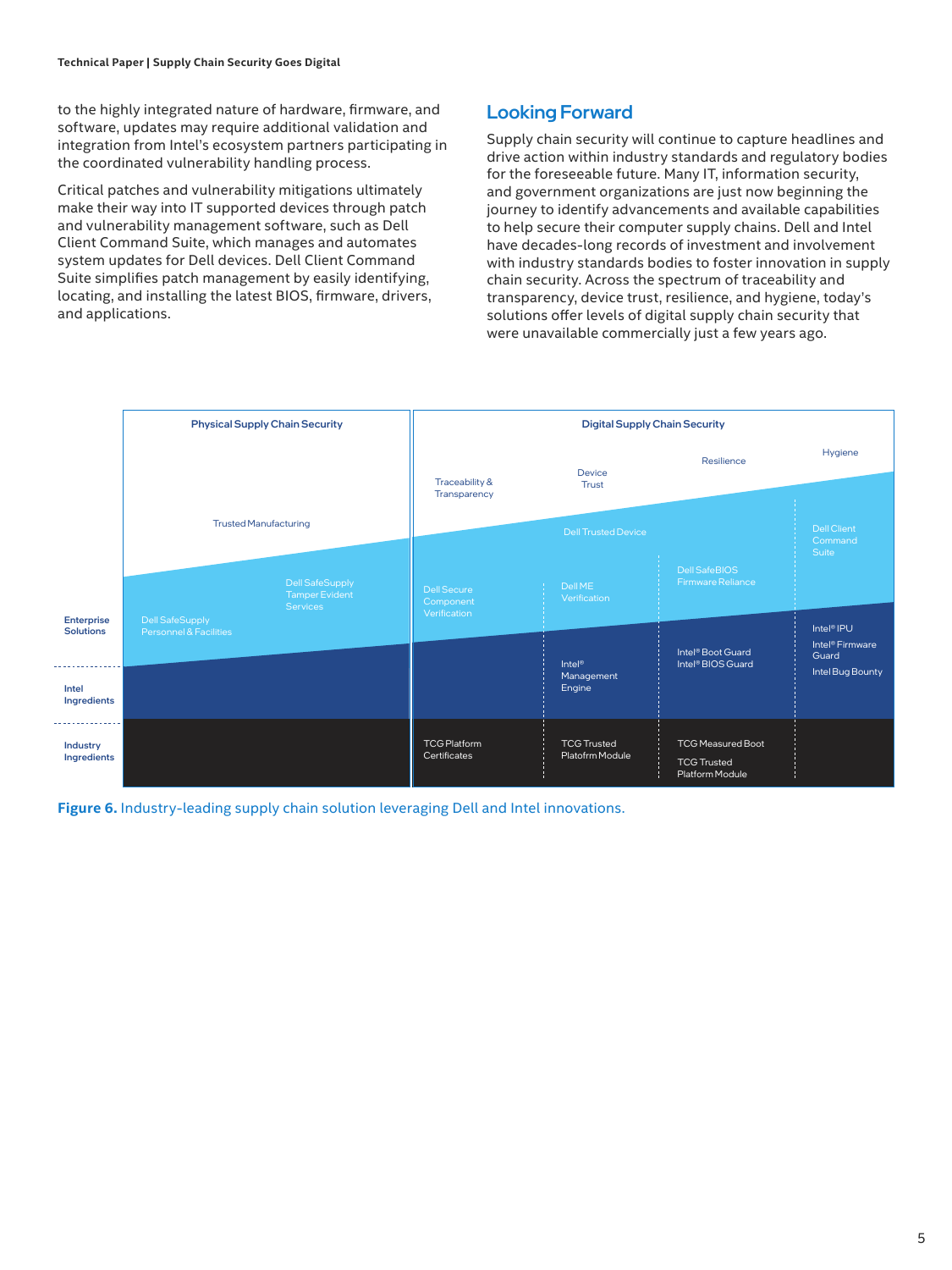to the highly integrated nature of hardware, firmware, and software, updates may require additional validation and integration from Intel's ecosystem partners participating in the coordinated vulnerability handling process.

Critical patches and vulnerability mitigations ultimately make their way into IT supported devices through patch and vulnerability management software, such as Dell Client Command Suite, which manages and automates system updates for Dell devices. Dell Client Command Suite simplifies patch management by easily identifying, locating, and installing the latest BIOS, firmware, drivers, and applications.

## Looking Forward

Supply chain security will continue to capture headlines and drive action within industry standards and regulatory bodies for the foreseeable future. Many IT, information security, and government organizations are just now beginning the journey to identify advancements and available capabilities to help secure their computer supply chains. Dell and Intel have decades-long records of investment and involvement with industry standards bodies to foster innovation in supply chain security. Across the spectrum of traceability and transparency, device trust, resilience, and hygiene, today's solutions offer levels of digital supply chain security that were unavailable commercially just a few years ago.

| | Physical Supply Chain Security | Digital Supply Chain Security | | | |
|---|---|---|---|---|---|
| | Trusted Manufacturing | Traceability & Transparency | Device Trust | Resilience | Hygiene |
| **Enterprise Solutions** | Dell SafeSupply Tamper Evident Services; Dell SafeSupply Personnel & Facilities | Dell Trusted Device: Dell Secure Component Verification | Dell Trusted Device: Dell ME Verification | Dell Trusted Device: Dell SafeBIOS Firmware Reliance | Dell Client Command Suite |
| **Intel Ingredients** | | | Intel® Management Engine | Intel® Boot Guard; Intel® BIOS Guard | Intel® IPU; Intel® Firmware Guard; Intel Bug Bounty |
| **Industry Ingredients** | | TCG Platform Certificates | TCG Trusted Platfrom Module | TCG Measured Boot; TCG Trusted Platform Module | |

**Figure 6.** Industry-leading supply chain solution leveraging Dell and Intel innovations.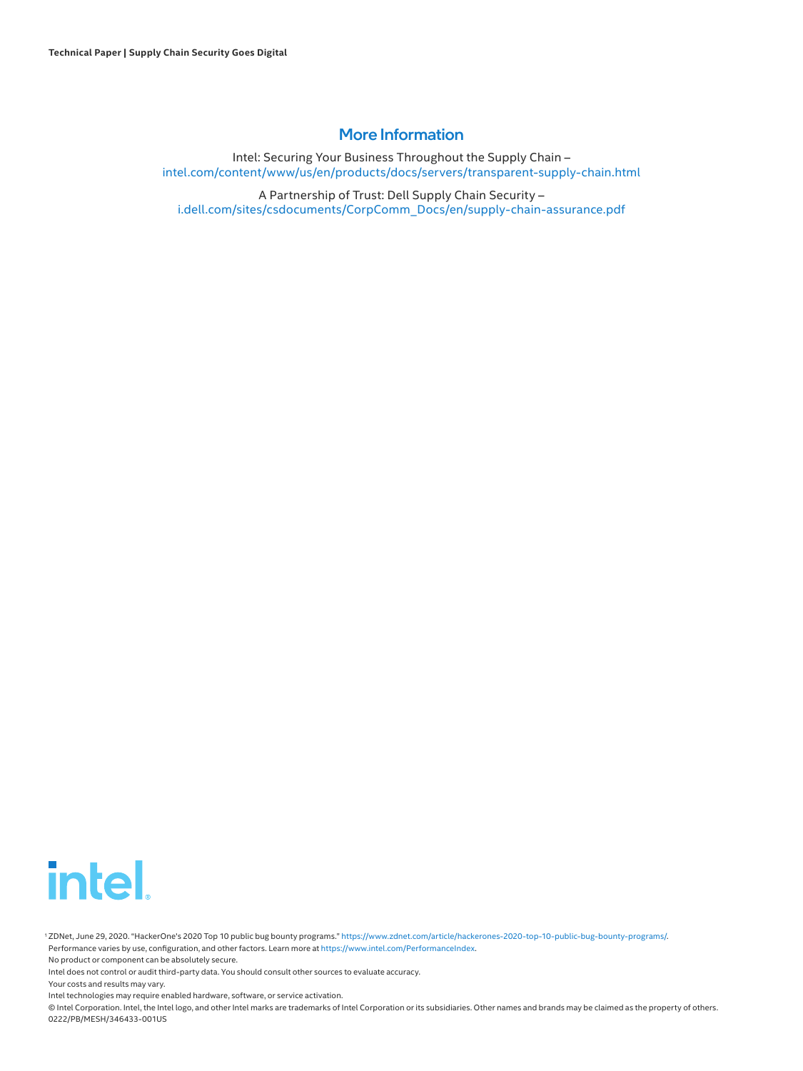## More Information

Intel: Securing Your Business Throughout the Supply Chain –
intel.com/content/www/us/en/products/docs/servers/transparent-supply-chain.html

A Partnership of Trust: Dell Supply Chain Security –
i.dell.com/sites/csdocuments/CorpComm_Docs/en/supply-chain-assurance.pdf

[1] ZDNet, June 29, 2020. "HackerOne's 2020 Top 10 public bug bounty programs." https://www.zdnet.com/article/hackerones-2020-top-10-public-bug-bounty-programs/.

Performance varies by use, configuration, and other factors. Learn more at https://www.intel.com/PerformanceIndex.

No product or component can be absolutely secure.

Intel does not control or audit third-party data. You should consult other sources to evaluate accuracy.

Your costs and results may vary.

Intel technologies may require enabled hardware, software, or service activation.

© Intel Corporation. Intel, the Intel logo, and other Intel marks are trademarks of Intel Corporation or its subsidiaries. Other names and brands may be claimed as the property of others.

0222/PB/MESH/346433-001US